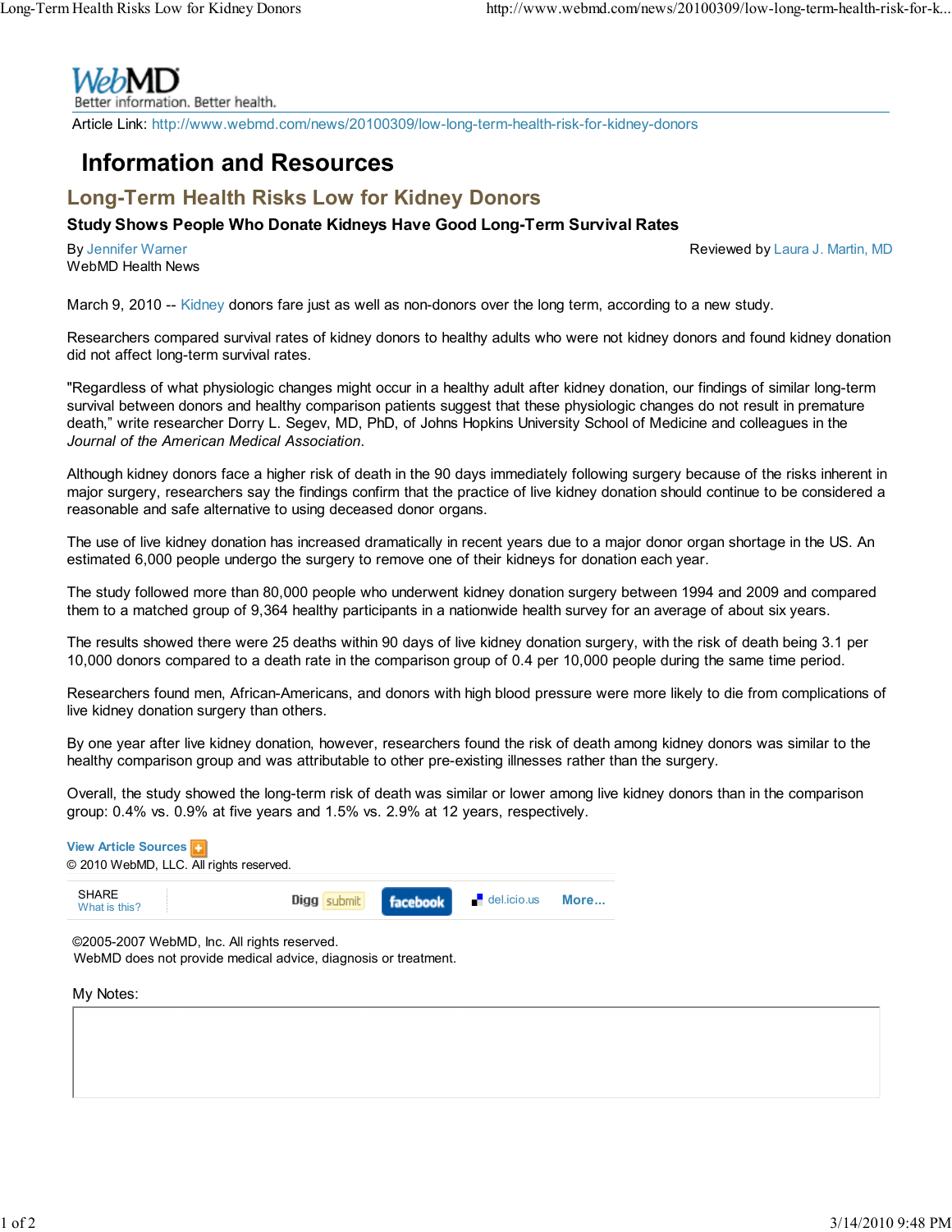WebMD
Better information. Better health.

Article Link: http://www.webmd.com/news/20100309/low-long-term-health-risk-for-kidney-donors

# Information and Resources

## Long-Term Health Risks Low for Kidney Donors

### Study Shows People Who Donate Kidneys Have Good Long-Term Survival Rates

By Jennifer Warner
WebMD Health News

Reviewed by Laura J. Martin, MD

March 9, 2010 -- Kidney donors fare just as well as non-donors over the long term, according to a new study.

Researchers compared survival rates of kidney donors to healthy adults who were not kidney donors and found kidney donation did not affect long-term survival rates.

"Regardless of what physiologic changes might occur in a healthy adult after kidney donation, our findings of similar long-term survival between donors and healthy comparison patients suggest that these physiologic changes do not result in premature death," write researcher Dorry L. Segev, MD, PhD, of Johns Hopkins University School of Medicine and colleagues in the *Journal of the American Medical Association*.

Although kidney donors face a higher risk of death in the 90 days immediately following surgery because of the risks inherent in major surgery, researchers say the findings confirm that the practice of live kidney donation should continue to be considered a reasonable and safe alternative to using deceased donor organs.

The use of live kidney donation has increased dramatically in recent years due to a major donor organ shortage in the US. An estimated 6,000 people undergo the surgery to remove one of their kidneys for donation each year.

The study followed more than 80,000 people who underwent kidney donation surgery between 1994 and 2009 and compared them to a matched group of 9,364 healthy participants in a nationwide health survey for an average of about six years.

The results showed there were 25 deaths within 90 days of live kidney donation surgery, with the risk of death being 3.1 per 10,000 donors compared to a death rate in the comparison group of 0.4 per 10,000 people during the same time period.

Researchers found men, African-Americans, and donors with high blood pressure were more likely to die from complications of live kidney donation surgery than others.

By one year after live kidney donation, however, researchers found the risk of death among kidney donors was similar to the healthy comparison group and was attributable to other pre-existing illnesses rather than the surgery.

Overall, the study showed the long-term risk of death was similar or lower among live kidney donors than in the comparison group: 0.4% vs. 0.9% at five years and 1.5% vs. 2.9% at 12 years, respectively.

View Article Sources

© 2010 WebMD, LLC. All rights reserved.

SHARE
What is this?

Digg submit | facebook | del.icio.us | More...

©2005-2007 WebMD, Inc. All rights reserved.
WebMD does not provide medical advice, diagnosis or treatment.

My Notes: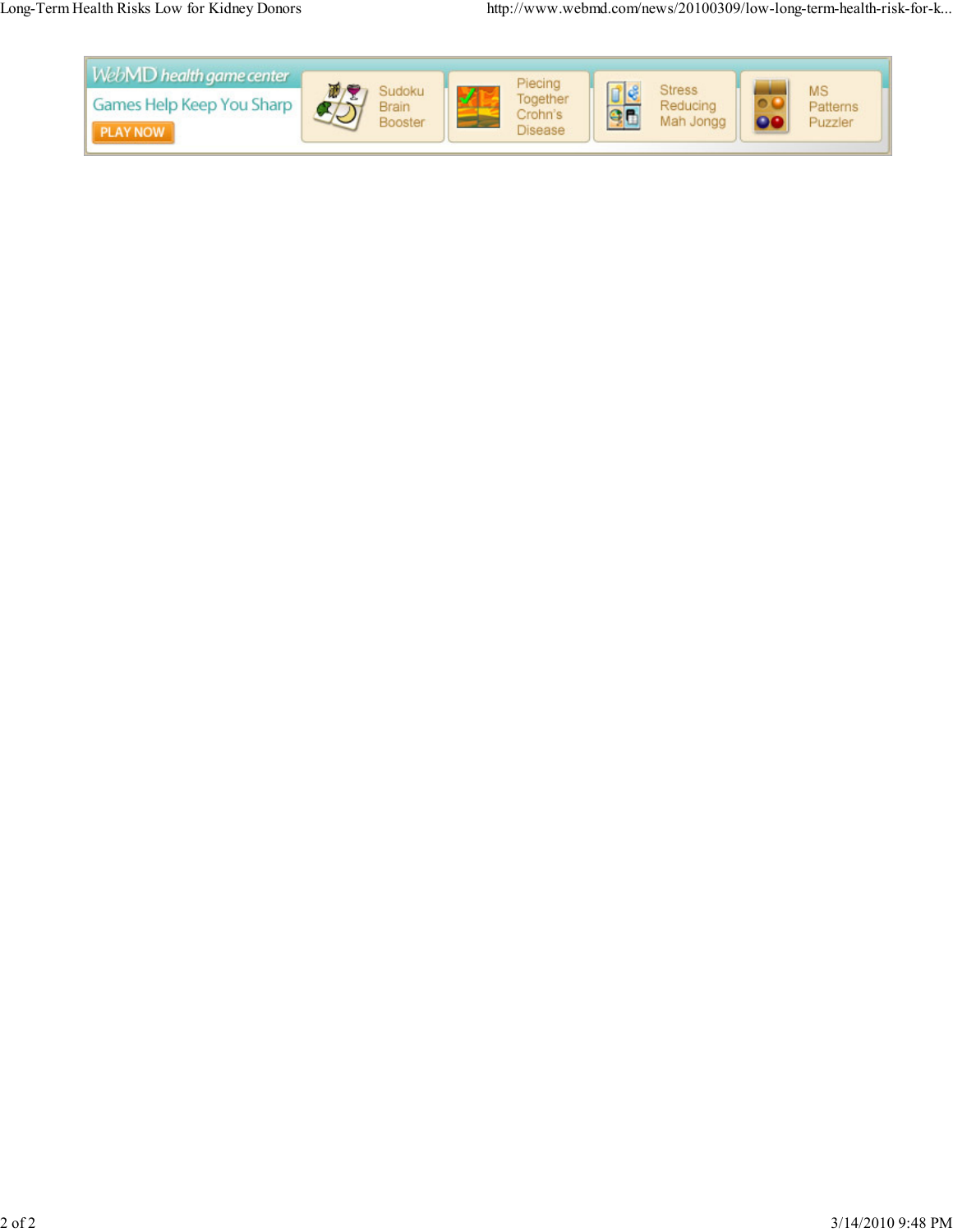WebMD health game center

Games Help Keep You Sharp

PLAY NOW

Sudoku Brain Booster

Piecing Together Crohn's Disease

Stress Reducing Mah Jongg

MS Patterns Puzzler